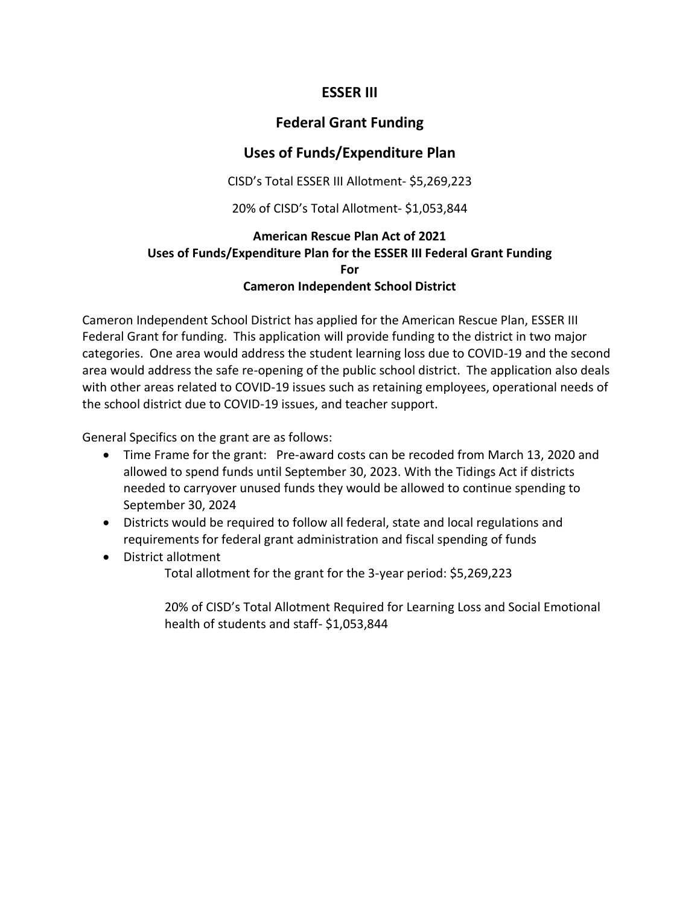# ESSER III

## Federal Grant Funding

## Uses of Funds/Expenditure Plan

CISD's Total ESSER III Allotment- $5,269,223

20% of CISD's Total Allotment- $1,053,844

**American Rescue Plan Act of 2021**
**Uses of Funds/Expenditure Plan for the ESSER III Federal Grant Funding**
**For**
**Cameron Independent School District**

Cameron Independent School District has applied for the American Rescue Plan, ESSER III Federal Grant for funding. This application will provide funding to the district in two major categories. One area would address the student learning loss due to COVID-19 and the second area would address the safe re-opening of the public school district. The application also deals with other areas related to COVID-19 issues such as retaining employees, operational needs of the school district due to COVID-19 issues, and teacher support.

General Specifics on the grant are as follows:

- Time Frame for the grant: Pre-award costs can be recoded from March 13, 2020 and allowed to spend funds until September 30, 2023. With the Tidings Act if districts needed to carryover unused funds they would be allowed to continue spending to September 30, 2024
- Districts would be required to follow all federal, state and local regulations and requirements for federal grant administration and fiscal spending of funds
- District allotment

  Total allotment for the grant for the 3-year period: $5,269,223

  20% of CISD's Total Allotment Required for Learning Loss and Social Emotional health of students and staff- $1,053,844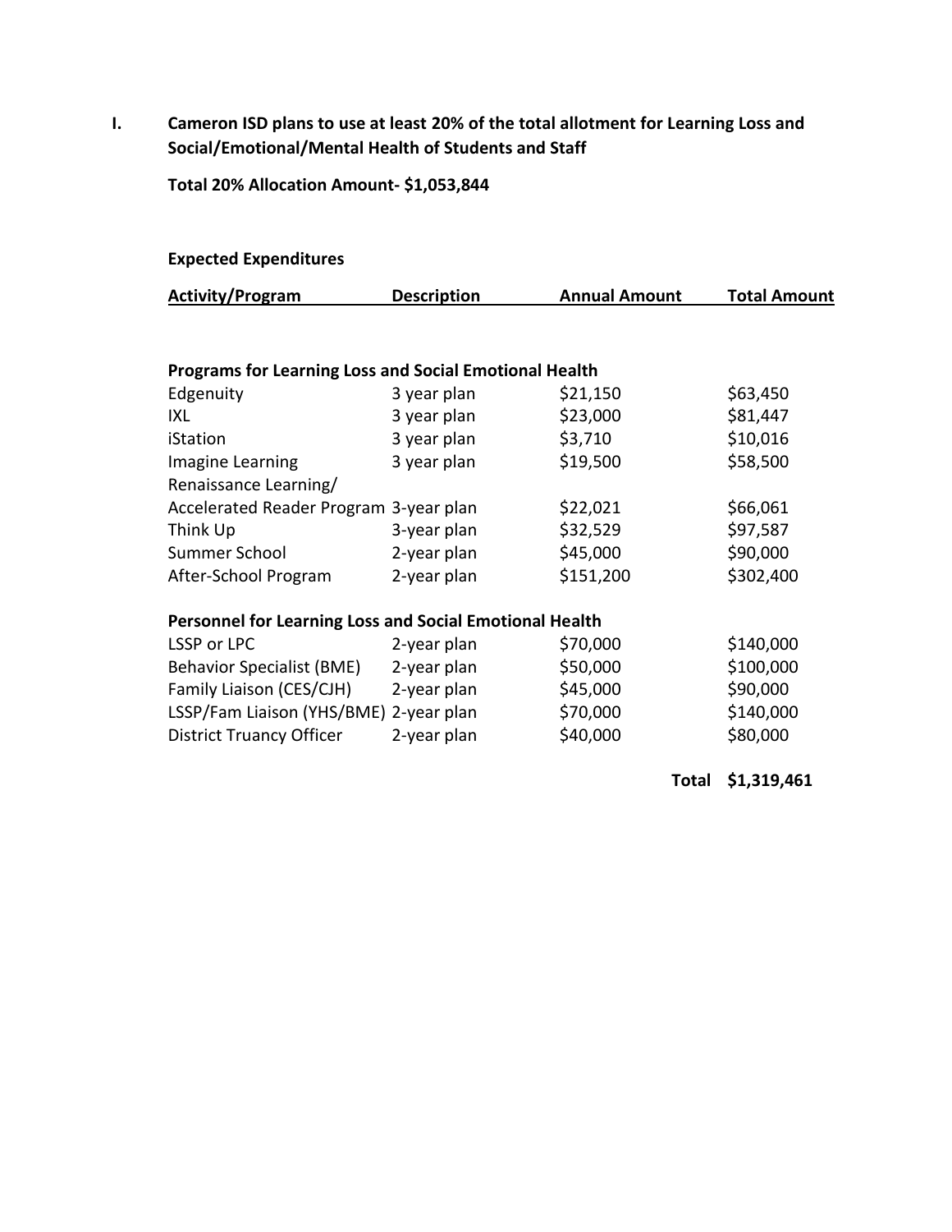## I. Cameron ISD plans to use at least 20% of the total allotment for Learning Loss and Social/Emotional/Mental Health of Students and Staff

**Total 20% Allocation Amount- $1,053,844**

**Expected Expenditures**

| Activity/Program | Description | Annual Amount | Total Amount |
|---|---|---|---|
| **Programs for Learning Loss and Social Emotional Health** | | | |
| Edgenuity | 3 year plan | $21,150 | $63,450 |
| IXL | 3 year plan | $23,000 | $81,447 |
| iStation | 3 year plan | $3,710 | $10,016 |
| Imagine Learning | 3 year plan | $19,500 | $58,500 |
| Renaissance Learning/ Accelerated Reader Program | 3-year plan | $22,021 | $66,061 |
| Think Up | 3-year plan | $32,529 | $97,587 |
| Summer School | 2-year plan | $45,000 | $90,000 |
| After-School Program | 2-year plan | $151,200 | $302,400 |
| **Personnel for Learning Loss and Social Emotional Health** | | | |
| LSSP or LPC | 2-year plan | $70,000 | $140,000 |
| Behavior Specialist (BME) | 2-year plan | $50,000 | $100,000 |
| Family Liaison (CES/CJH) | 2-year plan | $45,000 | $90,000 |
| LSSP/Fam Liaison (YHS/BME) | 2-year plan | $70,000 | $140,000 |
| District Truancy Officer | 2-year plan | $40,000 | $80,000 |
| | | **Total** | **$1,319,461** |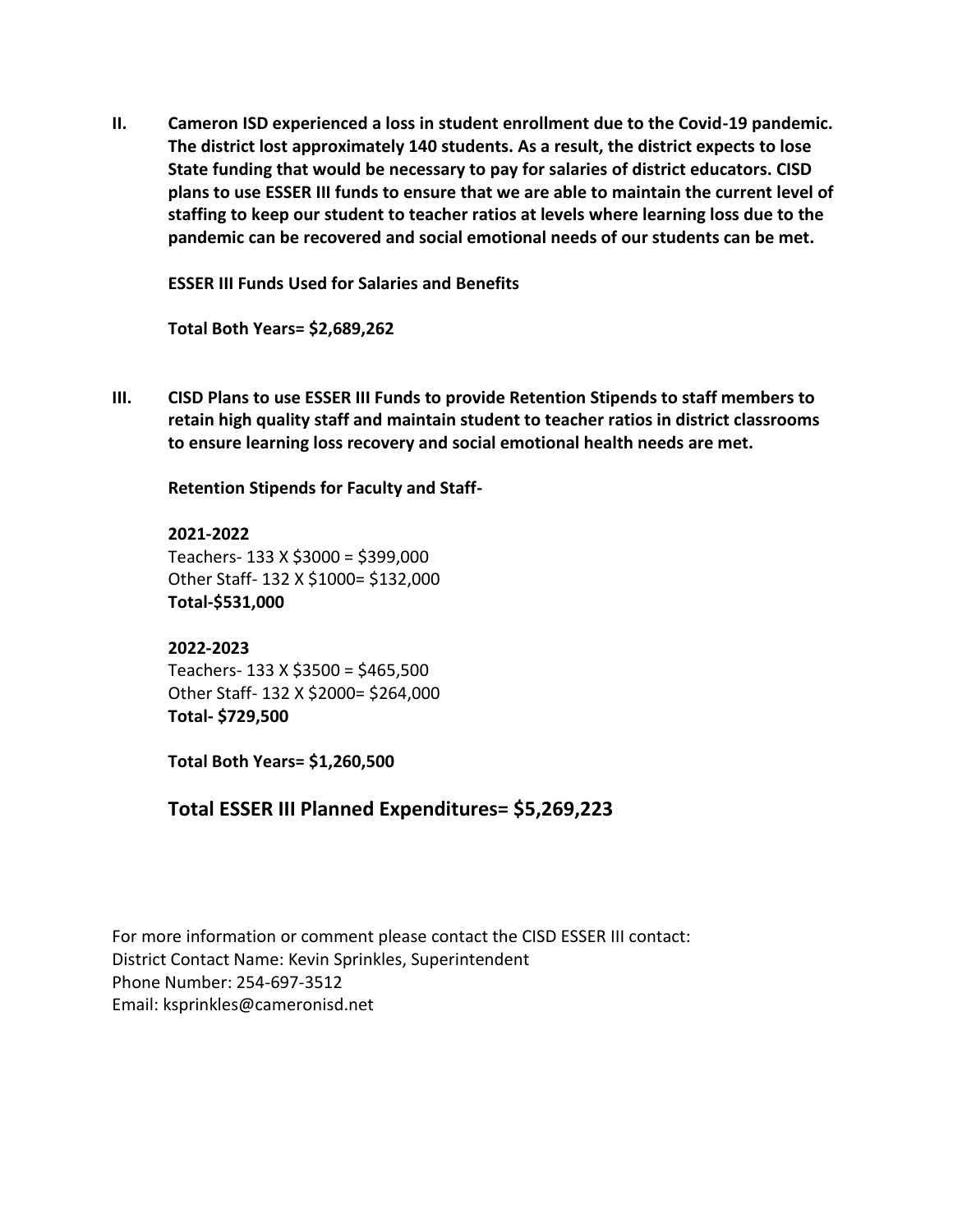**II. Cameron ISD experienced a loss in student enrollment due to the Covid-19 pandemic. The district lost approximately 140 students. As a result, the district expects to lose State funding that would be necessary to pay for salaries of district educators. CISD plans to use ESSER III funds to ensure that we are able to maintain the current level of staffing to keep our student to teacher ratios at levels where learning loss due to the pandemic can be recovered and social emotional needs of our students can be met.**

**ESSER III Funds Used for Salaries and Benefits**

**Total Both Years= $2,689,262**

**III. CISD Plans to use ESSER III Funds to provide Retention Stipends to staff members to retain high quality staff and maintain student to teacher ratios in district classrooms to ensure learning loss recovery and social emotional health needs are met.**

**Retention Stipends for Faculty and Staff-**

**2021-2022**
Teachers- 133 X $3000 = $399,000
Other Staff- 132 X $1000= $132,000
**Total-$531,000**

**2022-2023**
Teachers- 133 X $3500 = $465,500
Other Staff- 132 X $2000= $264,000
**Total- $729,500**

**Total Both Years= $1,260,500**

## Total ESSER III Planned Expenditures= $5,269,223

For more information or comment please contact the CISD ESSER III contact:
District Contact Name: Kevin Sprinkles, Superintendent
Phone Number: 254-697-3512
Email: ksprinkles@cameronisd.net